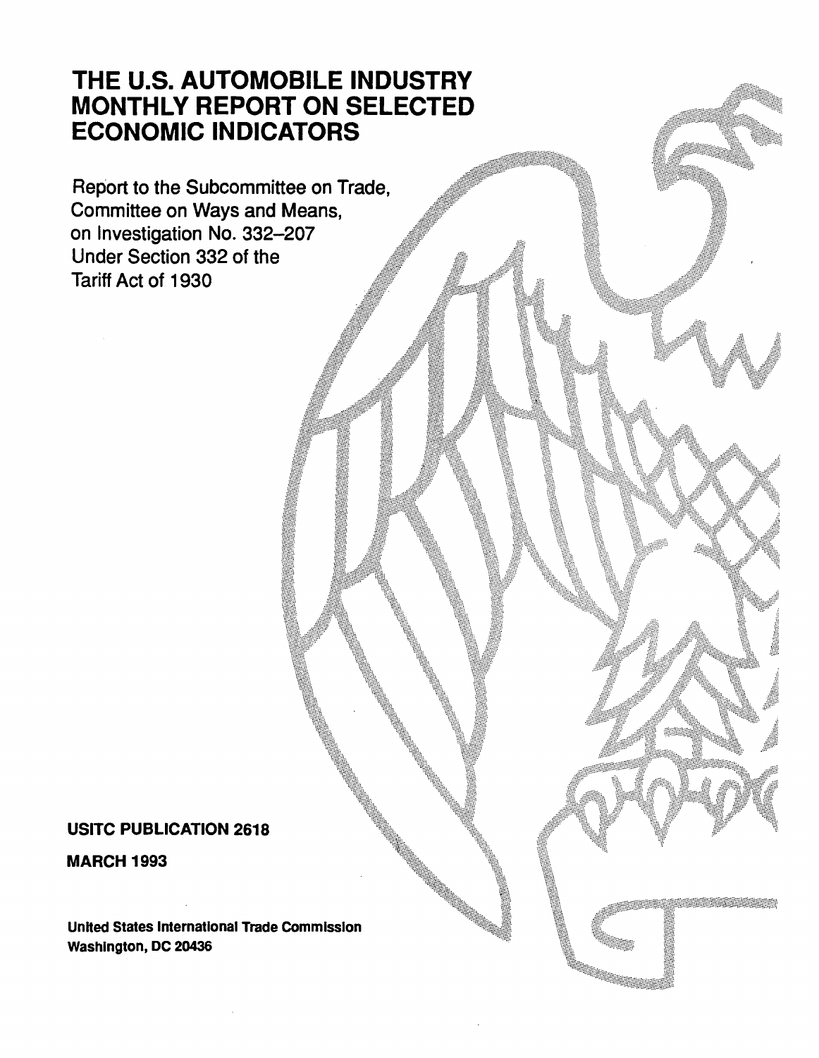# THE U.S. AUTOMOBILE INDUSTRY MONTHLY REPORT ON SELECTED ECONOMIC INDICATORS

Report to the Subcommittee on Trade,
Committee on Ways and Means,
on Investigation No. 332–207
Under Section 332 of the
Tariff Act of 1930

**USITC PUBLICATION 2618**

**MARCH 1993**

**United States International Trade Commission**
**Washington, DC 20436**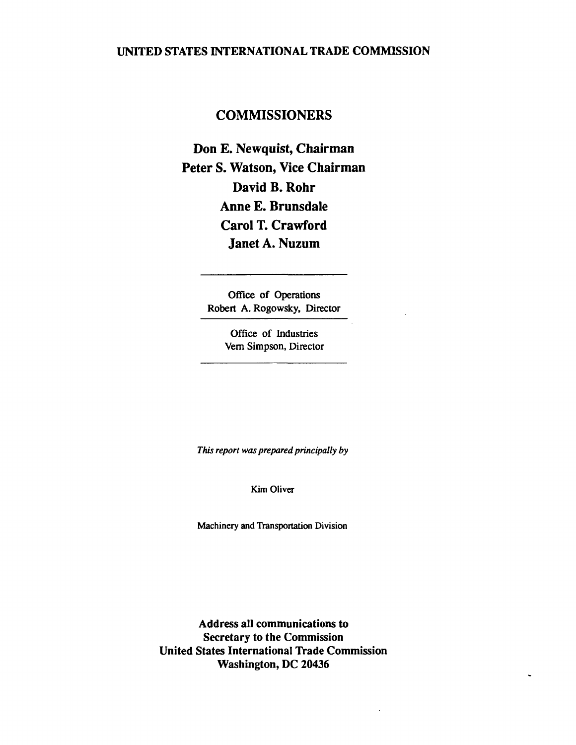**UNITED STATES INTERNATIONAL TRADE COMMISSION**

## COMMISSIONERS

**Don E. Newquist, Chairman**
**Peter S. Watson, Vice Chairman**
**David B. Rohr**
**Anne E. Brunsdale**
**Carol T. Crawford**
**Janet A. Nuzum**

---

Office of Operations
Robert A. Rogowsky, Director

---

Office of Industries
Vern Simpson, Director

---

*This report was prepared principally by*

Kim Oliver

Machinery and Transportation Division

**Address all communications to**
**Secretary to the Commission**
**United States International Trade Commission**
**Washington, DC 20436**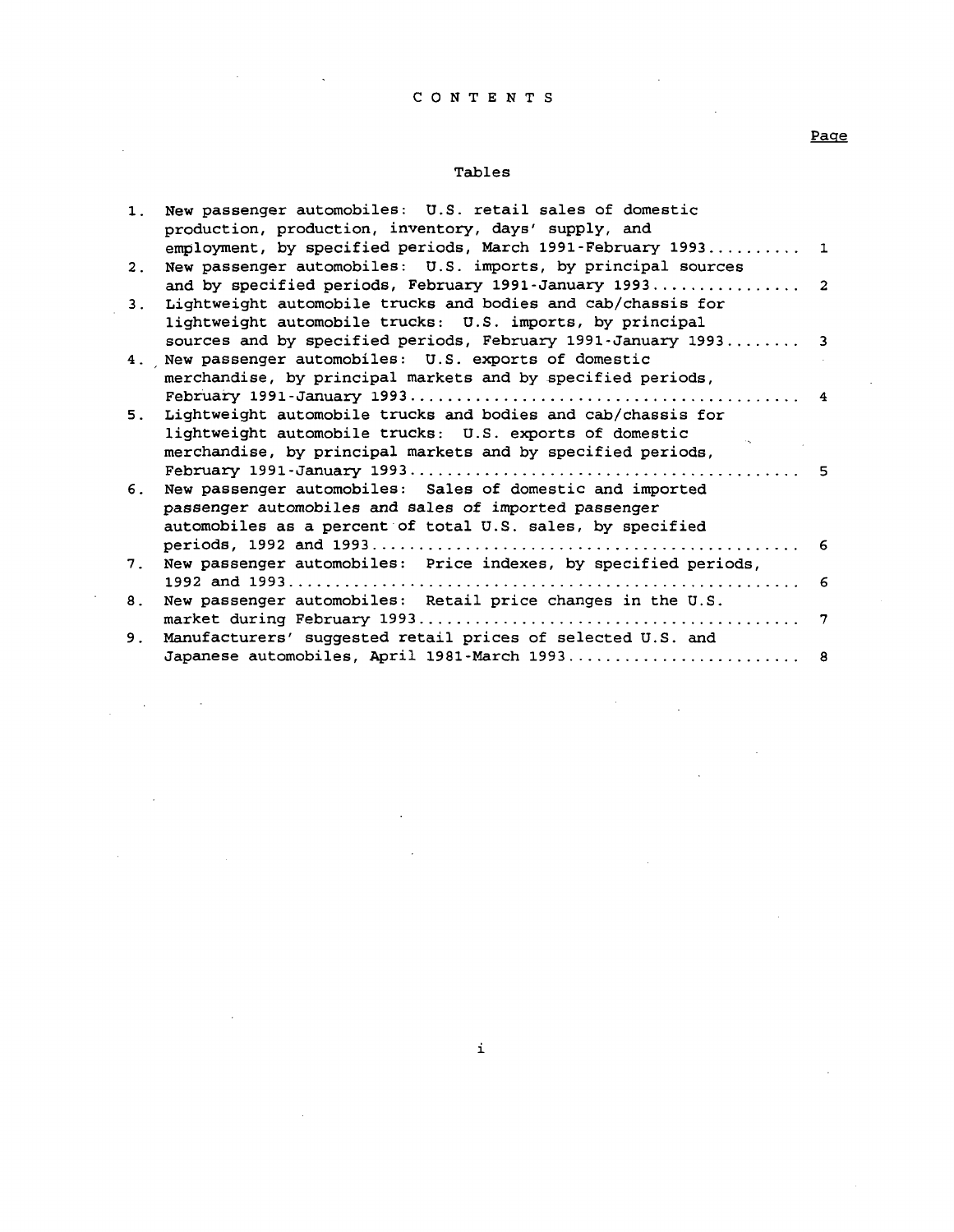# CONTENTS

Page

## Tables

| | | |
|---|---|---|
| 1. | New passenger automobiles: U.S. retail sales of domestic production, production, inventory, days' supply, and employment, by specified periods, March 1991-February 1993 | 1 |
| 2. | New passenger automobiles: U.S. imports, by principal sources and by specified periods, February 1991-January 1993 | 2 |
| 3. | Lightweight automobile trucks and bodies and cab/chassis for lightweight automobile trucks: U.S. imports, by principal sources and by specified periods, February 1991-January 1993 | 3 |
| 4. | New passenger automobiles: U.S. exports of domestic merchandise, by principal markets and by specified periods, February 1991-January 1993 | 4 |
| 5. | Lightweight automobile trucks and bodies and cab/chassis for lightweight automobile trucks: U.S. exports of domestic merchandise, by principal markets and by specified periods, February 1991-January 1993 | 5 |
| 6. | New passenger automobiles: Sales of domestic and imported passenger automobiles and sales of imported passenger automobiles as a percent of total U.S. sales, by specified periods, 1992 and 1993 | 6 |
| 7. | New passenger automobiles: Price indexes, by specified periods, 1992 and 1993 | 6 |
| 8. | New passenger automobiles: Retail price changes in the U.S. market during February 1993 | 7 |
| 9. | Manufacturers' suggested retail prices of selected U.S. and Japanese automobiles, April 1981-March 1993 | 8 |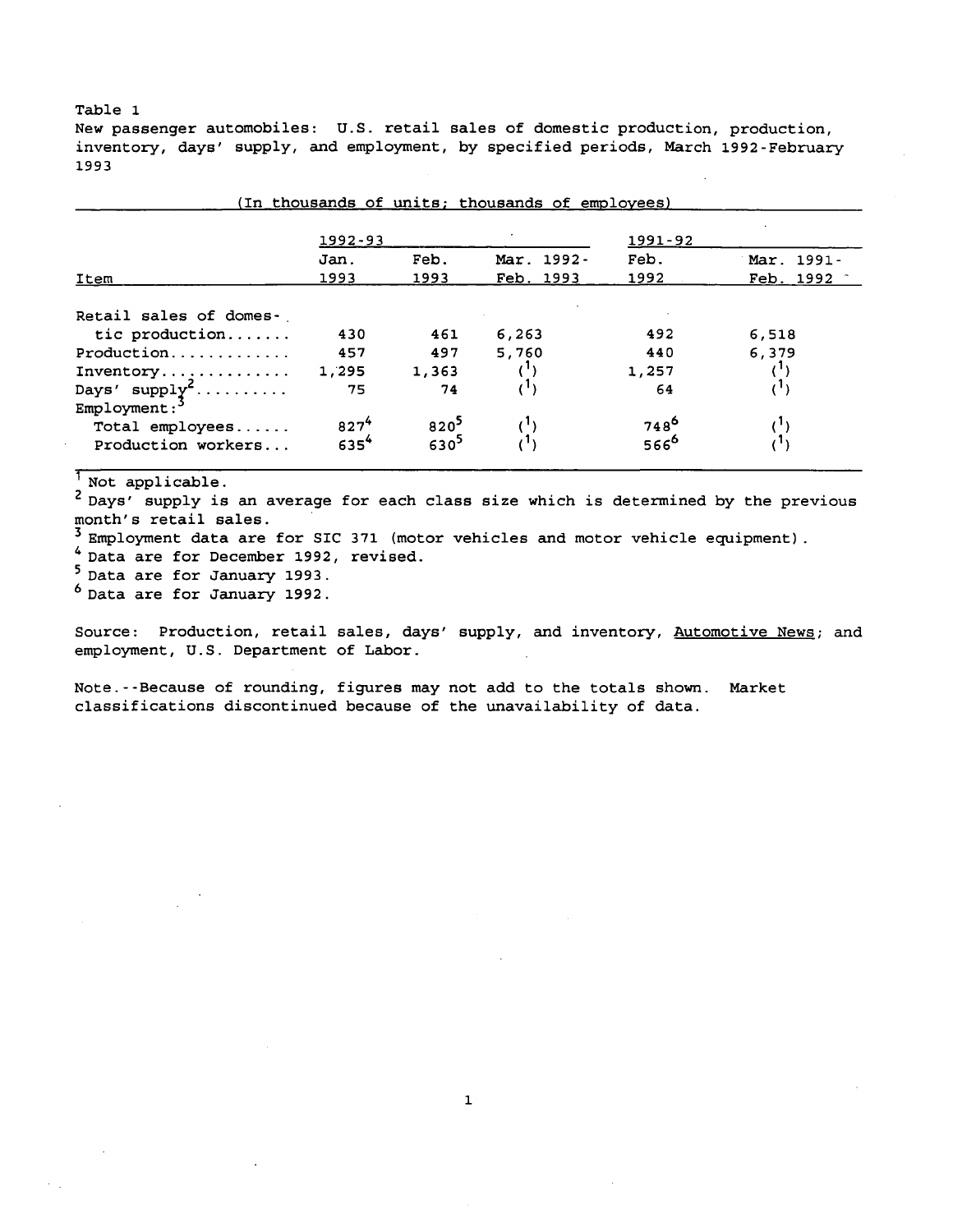Table 1

New passenger automobiles: U.S. retail sales of domestic production, production, inventory, days' supply, and employment, by specified periods, March 1992-February 1993

(In thousands of units; thousands of employees)

| Item | 1992-93 Jan. 1993 | Feb. 1993 | Mar. 1992-Feb. 1993 | 1991-92 Feb. 1992 | Mar. 1991-Feb. 1992 |
|---|---|---|---|---|---|
| Retail sales of domestic production | 430 | 461 | 6,263 | 492 | 6,518 |
| Production | 457 | 497 | 5,760 | 440 | 6,379 |
| Inventory | 1,295 | 1,363 | ([1]) | 1,257 | ([1]) |
| Days' supply[2] | 75 | 74 | ([1]) | 64 | ([1]) |
| Employment:[3] | | | | | |
| Total employees | 827[4] | 820[5] | ([1]) | 748[6] | ([1]) |
| Production workers | 635[4] | 630[5] | ([1]) | 566[6] | ([1]) |

[1] Not applicable.
[2] Days' supply is an average for each class size which is determined by the previous month's retail sales.
[3] Employment data are for SIC 371 (motor vehicles and motor vehicle equipment).
[4] Data are for December 1992, revised.
[5] Data are for January 1993.
[6] Data are for January 1992.

Source: Production, retail sales, days' supply, and inventory, *Automotive News*; and employment, U.S. Department of Labor.

Note.--Because of rounding, figures may not add to the totals shown. Market classifications discontinued because of the unavailability of data.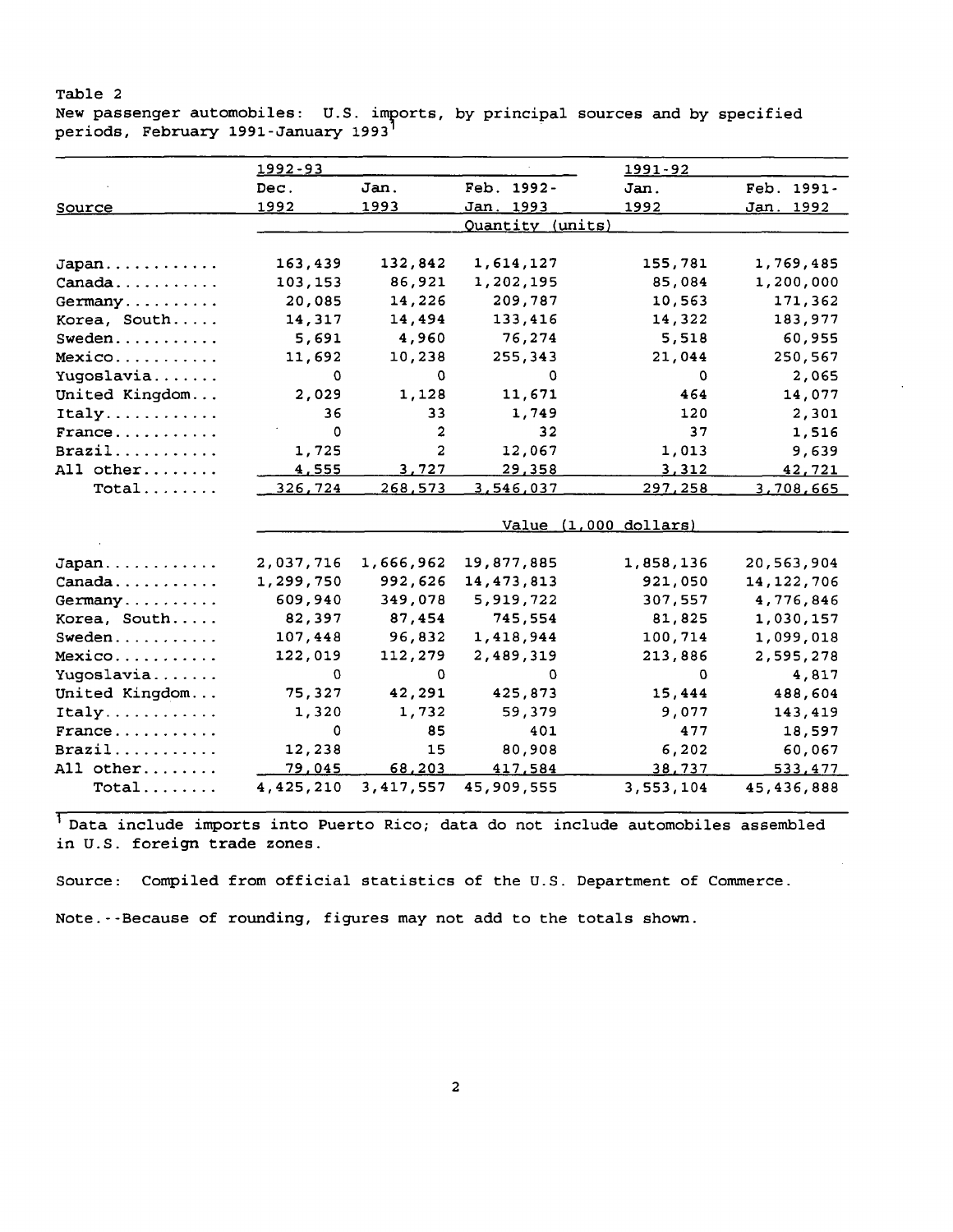Table 2

New passenger automobiles: U.S. imports, by principal sources and by specified periods, February 1991-January 1993[1]

| Source | 1992-93 | | | 1991-92 | |
|---|---|---|---|---|---|
| | Dec. 1992 | Jan. 1993 | Feb. 1992-Jan. 1993 | Jan. 1992 | Feb. 1991-Jan. 1992 |
| | Quantity (units) | | | | |
| Japan | 163,439 | 132,842 | 1,614,127 | 155,781 | 1,769,485 |
| Canada | 103,153 | 86,921 | 1,202,195 | 85,084 | 1,200,000 |
| Germany | 20,085 | 14,226 | 209,787 | 10,563 | 171,362 |
| Korea, South | 14,317 | 14,494 | 133,416 | 14,322 | 183,977 |
| Sweden | 5,691 | 4,960 | 76,274 | 5,518 | 60,955 |
| Mexico | 11,692 | 10,238 | 255,343 | 21,044 | 250,567 |
| Yugoslavia | 0 | 0 | 0 | 0 | 2,065 |
| United Kingdom | 2,029 | 1,128 | 11,671 | 464 | 14,077 |
| Italy | 36 | 33 | 1,749 | 120 | 2,301 |
| France | 0 | 2 | 32 | 37 | 1,516 |
| Brazil | 1,725 | 2 | 12,067 | 1,013 | 9,639 |
| All other | 4,555 | 3,727 | 29,358 | 3,312 | 42,721 |
| Total | 326,724 | 268,573 | 3,546,037 | 297,258 | 3,708,665 |
| | Value (1,000 dollars) | | | | |
| Japan | 2,037,716 | 1,666,962 | 19,877,885 | 1,858,136 | 20,563,904 |
| Canada | 1,299,750 | 992,626 | 14,473,813 | 921,050 | 14,122,706 |
| Germany | 609,940 | 349,078 | 5,919,722 | 307,557 | 4,776,846 |
| Korea, South | 82,397 | 87,454 | 745,554 | 81,825 | 1,030,157 |
| Sweden | 107,448 | 96,832 | 1,418,944 | 100,714 | 1,099,018 |
| Mexico | 122,019 | 112,279 | 2,489,319 | 213,886 | 2,595,278 |
| Yugoslavia | 0 | 0 | 0 | 0 | 4,817 |
| United Kingdom | 75,327 | 42,291 | 425,873 | 15,444 | 488,604 |
| Italy | 1,320 | 1,732 | 59,379 | 9,077 | 143,419 |
| France | 0 | 85 | 401 | 477 | 18,597 |
| Brazil | 12,238 | 15 | 80,908 | 6,202 | 60,067 |
| All other | 79,045 | 68,203 | 417,584 | 38,737 | 533,477 |
| Total | 4,425,210 | 3,417,557 | 45,909,555 | 3,553,104 | 45,436,888 |

[1] Data include imports into Puerto Rico; data do not include automobiles assembled in U.S. foreign trade zones.

Source: Compiled from official statistics of the U.S. Department of Commerce.

Note.--Because of rounding, figures may not add to the totals shown.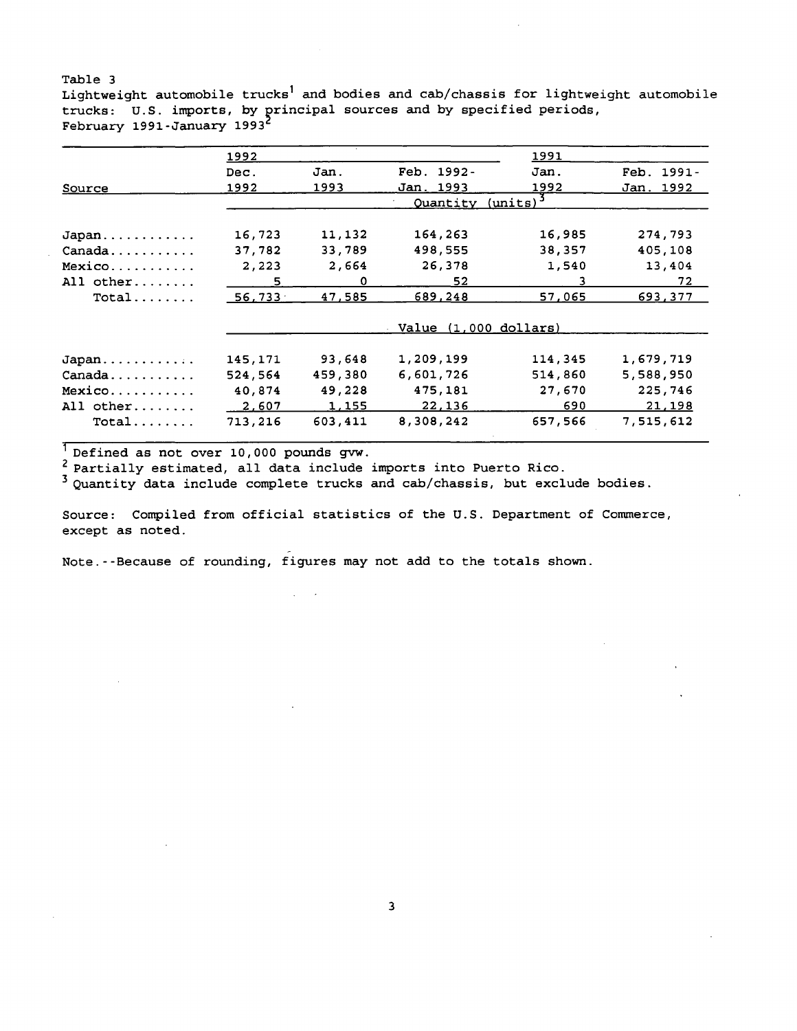Table 3
Lightweight automobile trucks[1] and bodies and cab/chassis for lightweight automobile trucks: U.S. imports, by principal sources and by specified periods, February 1991-January 1993[2]

| Source | 1992 Dec. 1992 | Jan. 1993 | Feb. 1992- Jan. 1993 | 1991 Jan. 1992 | Feb. 1991- Jan. 1992 |
|---|---|---|---|---|---|
| | Quantity (units)[3] | | | | |
| Japan | 16,723 | 11,132 | 164,263 | 16,985 | 274,793 |
| Canada | 37,782 | 33,789 | 498,555 | 38,357 | 405,108 |
| Mexico | 2,223 | 2,664 | 26,378 | 1,540 | 13,404 |
| All other | 5 | 0 | 52 | 3 | 72 |
| Total | 56,733 | 47,585 | 689,248 | 57,065 | 693,377 |
| | Value (1,000 dollars) | | | | |
| Japan | 145,171 | 93,648 | 1,209,199 | 114,345 | 1,679,719 |
| Canada | 524,564 | 459,380 | 6,601,726 | 514,860 | 5,588,950 |
| Mexico | 40,874 | 49,228 | 475,181 | 27,670 | 225,746 |
| All other | 2,607 | 1,155 | 22,136 | 690 | 21,198 |
| Total | 713,216 | 603,411 | 8,308,242 | 657,566 | 7,515,612 |

[1] Defined as not over 10,000 pounds gvw.
[2] Partially estimated, all data include imports into Puerto Rico.
[3] Quantity data include complete trucks and cab/chassis, but exclude bodies.

Source: Compiled from official statistics of the U.S. Department of Commerce, except as noted.

Note.--Because of rounding, figures may not add to the totals shown.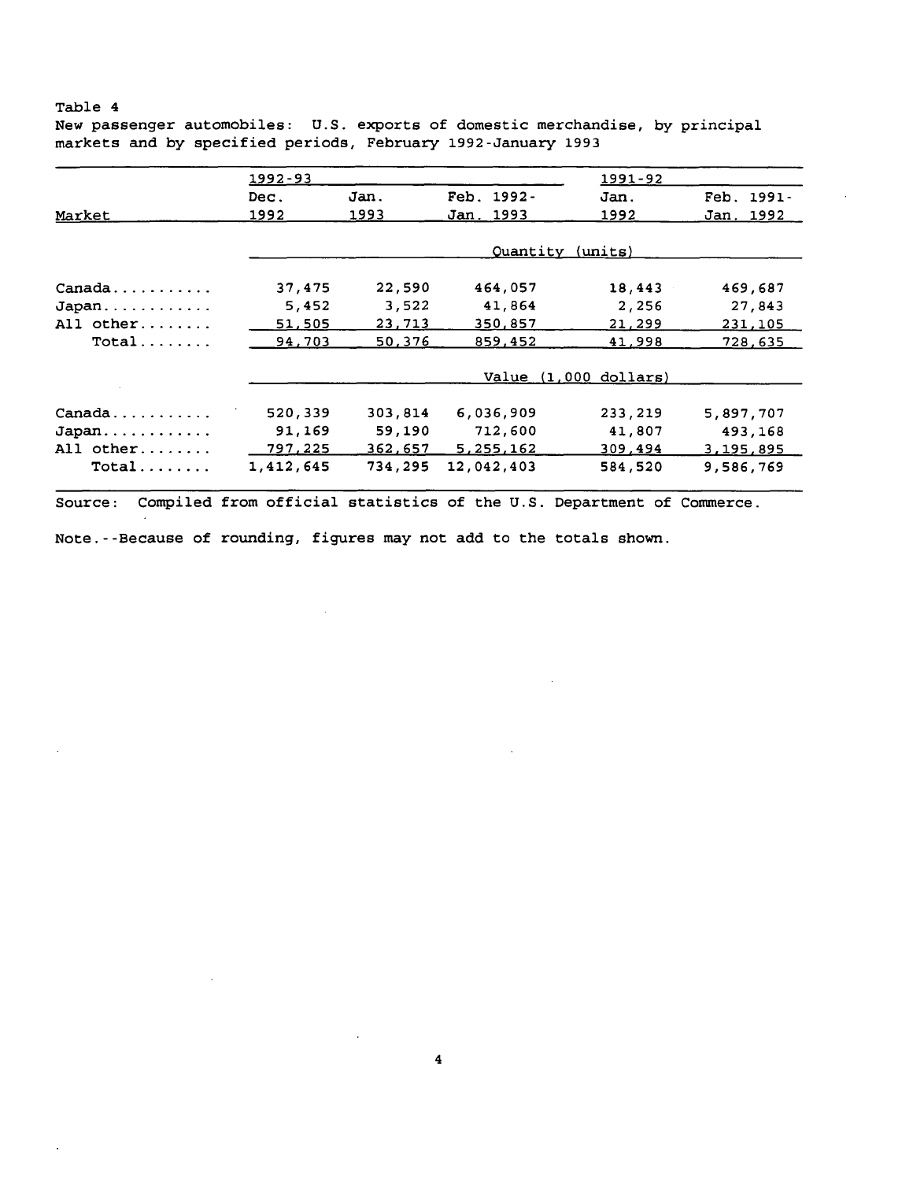Table 4

New passenger automobiles: U.S. exports of domestic merchandise, by principal markets and by specified periods, February 1992-January 1993

| Market | 1992-93 | | | 1991-92 | |
|---|---|---|---|---|---|
| | Dec. 1992 | Jan. 1993 | Feb. 1992-Jan. 1993 | Jan. 1992 | Feb. 1991-Jan. 1992 |
| | Quantity (units) | | | | |
| Canada | 37,475 | 22,590 | 464,057 | 18,443 | 469,687 |
| Japan | 5,452 | 3,522 | 41,864 | 2,256 | 27,843 |
| All other | 51,505 | 23,713 | 350,857 | 21,299 | 231,105 |
| Total | 94,703 | 50,376 | 859,452 | 41,998 | 728,635 |
| | Value (1,000 dollars) | | | | |
| Canada | 520,339 | 303,814 | 6,036,909 | 233,219 | 5,897,707 |
| Japan | 91,169 | 59,190 | 712,600 | 41,807 | 493,168 |
| All other | 797,225 | 362,657 | 5,255,162 | 309,494 | 3,195,895 |
| Total | 1,412,645 | 734,295 | 12,042,403 | 584,520 | 9,586,769 |

Source: Compiled from official statistics of the U.S. Department of Commerce.

Note.--Because of rounding, figures may not add to the totals shown.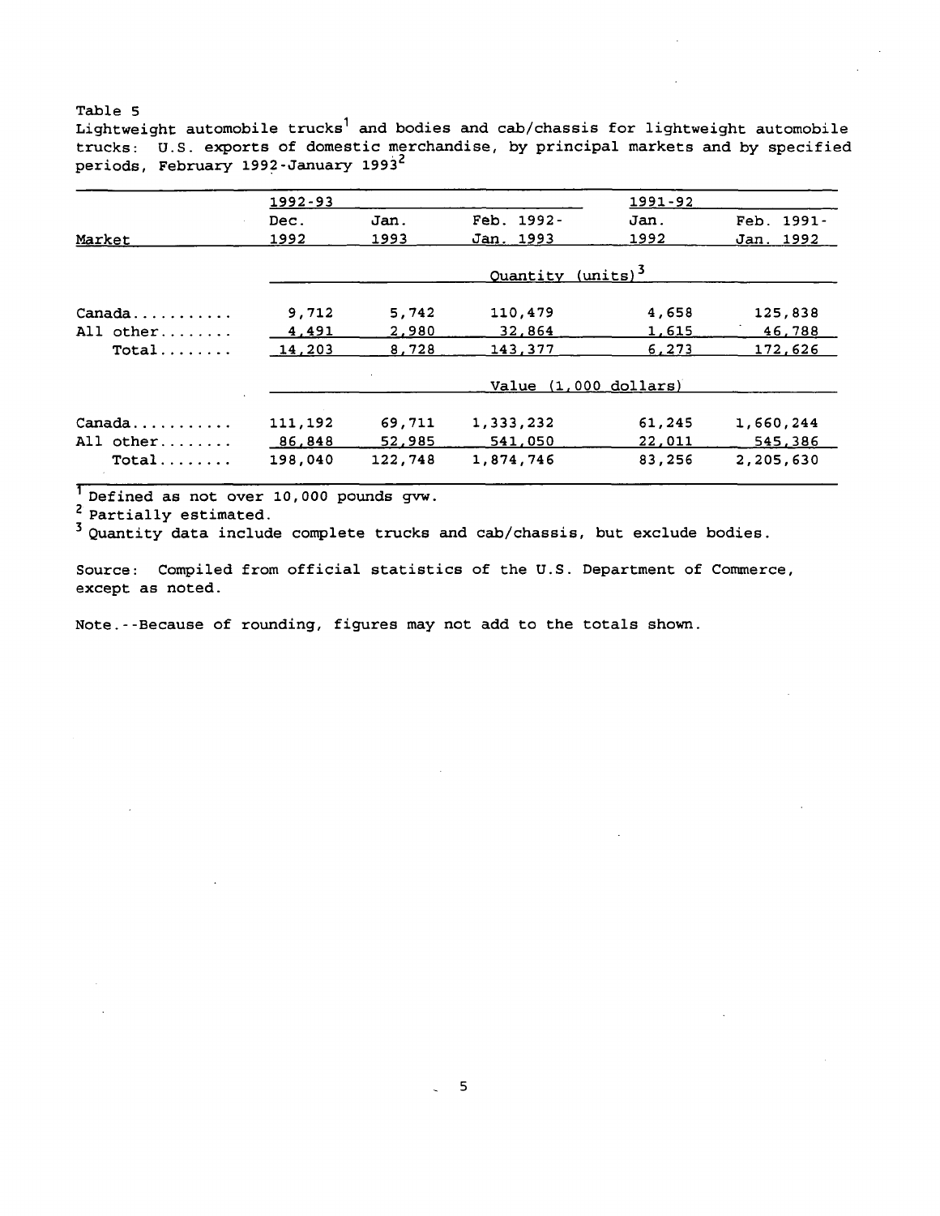Table 5

Lightweight automobile trucks[1] and bodies and cab/chassis for lightweight automobile trucks: U.S. exports of domestic merchandise, by principal markets and by specified periods, February 1992-January 1993[2]

| Market | 1992-93 Dec. 1992 | Jan. 1993 | Feb. 1992-Jan. 1993 | 1991-92 Jan. 1992 | Feb. 1991-Jan. 1992 |
|---|---|---|---|---|---|
| | Quantity (units)[3] | | | | |
| Canada | 9,712 | 5,742 | 110,479 | 4,658 | 125,838 |
| All other | 4,491 | 2,980 | 32,864 | 1,615 | 46,788 |
| Total | 14,203 | 8,728 | 143,377 | 6,273 | 172,626 |
| | Value (1,000 dollars) | | | | |
| Canada | 111,192 | 69,711 | 1,333,232 | 61,245 | 1,660,244 |
| All other | 86,848 | 52,985 | 541,050 | 22,011 | 545,386 |
| Total | 198,040 | 122,748 | 1,874,746 | 83,256 | 2,205,630 |

[1] Defined as not over 10,000 pounds gvw.

[2] Partially estimated.

[3] Quantity data include complete trucks and cab/chassis, but exclude bodies.

Source: Compiled from official statistics of the U.S. Department of Commerce, except as noted.

Note.--Because of rounding, figures may not add to the totals shown.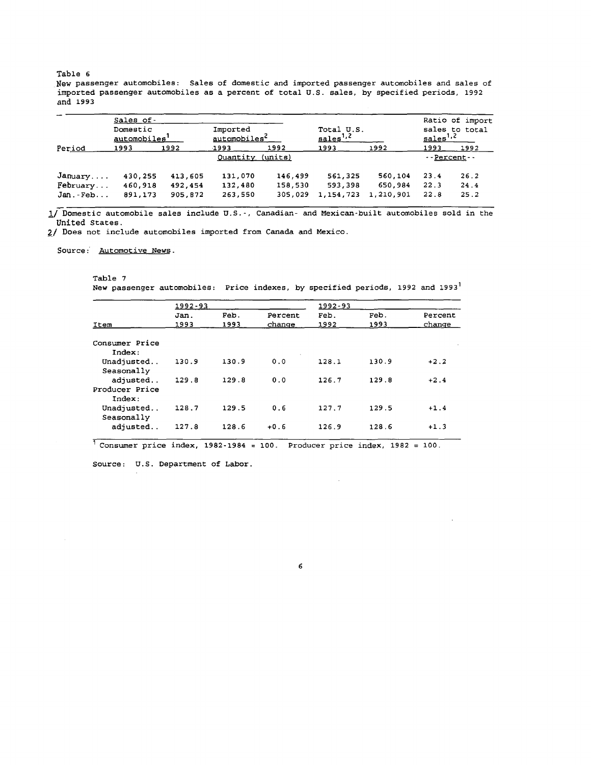Table 6

New passenger automobiles: Sales of domestic and imported passenger automobiles and sales of imported passenger automobiles as a percent of total U.S. sales, by specified periods, 1992 and 1993

| Period | Sales of- Domestic automobiles[1] | | Imported automobiles[2] | | Total U.S. sales[1,2] | | Ratio of import sales to total sales[1,2] | |
|---|---|---|---|---|---|---|---|---|
| | 1993 | 1992 | 1993 | 1992 | 1993 | 1992 | 1993 | 1992 |
| | Quantity (units) | | | | | | --Percent-- | |
| January.... | 430,255 | 413,605 | 131,070 | 146,499 | 561,325 | 560,104 | 23.4 | 26.2 |
| February... | 460,918 | 492,454 | 132,480 | 158,530 | 593,398 | 650,984 | 22.3 | 24.4 |
| Jan.-Feb... | 891,173 | 905,872 | 263,550 | 305,029 | 1,154,723 | 1,210,901 | 22.8 | 25.2 |

1/ Domestic automobile sales include U.S.-, Canadian- and Mexican-built automobiles sold in the United States.

2/ Does not include automobiles imported from Canada and Mexico.

Source: Automotive News.

Table 7

New passenger automobiles: Price indexes, by specified periods, 1992 and 1993[1]

| Item | 1992-93 Jan. 1993 | Feb. 1993 | Percent change | 1992-93 Feb. 1992 | Feb. 1993 | Percent change |
|---|---|---|---|---|---|---|
| Consumer Price Index: | | | | | | |
| Unadjusted.. | 130.9 | 130.9 | 0.0 | 128.1 | 130.9 | +2.2 |
| Seasonally adjusted.. | 129.8 | 129.8 | 0.0 | 126.7 | 129.8 | +2.4 |
| Producer Price Index: | | | | | | |
| Unadjusted.. | 128.7 | 129.5 | 0.6 | 127.7 | 129.5 | +1.4 |
| Seasonally adjusted.. | 127.8 | 128.6 | +0.6 | 126.9 | 128.6 | +1.3 |

[1] Consumer price index, 1982-1984 = 100. Producer price index, 1982 = 100.

Source: U.S. Department of Labor.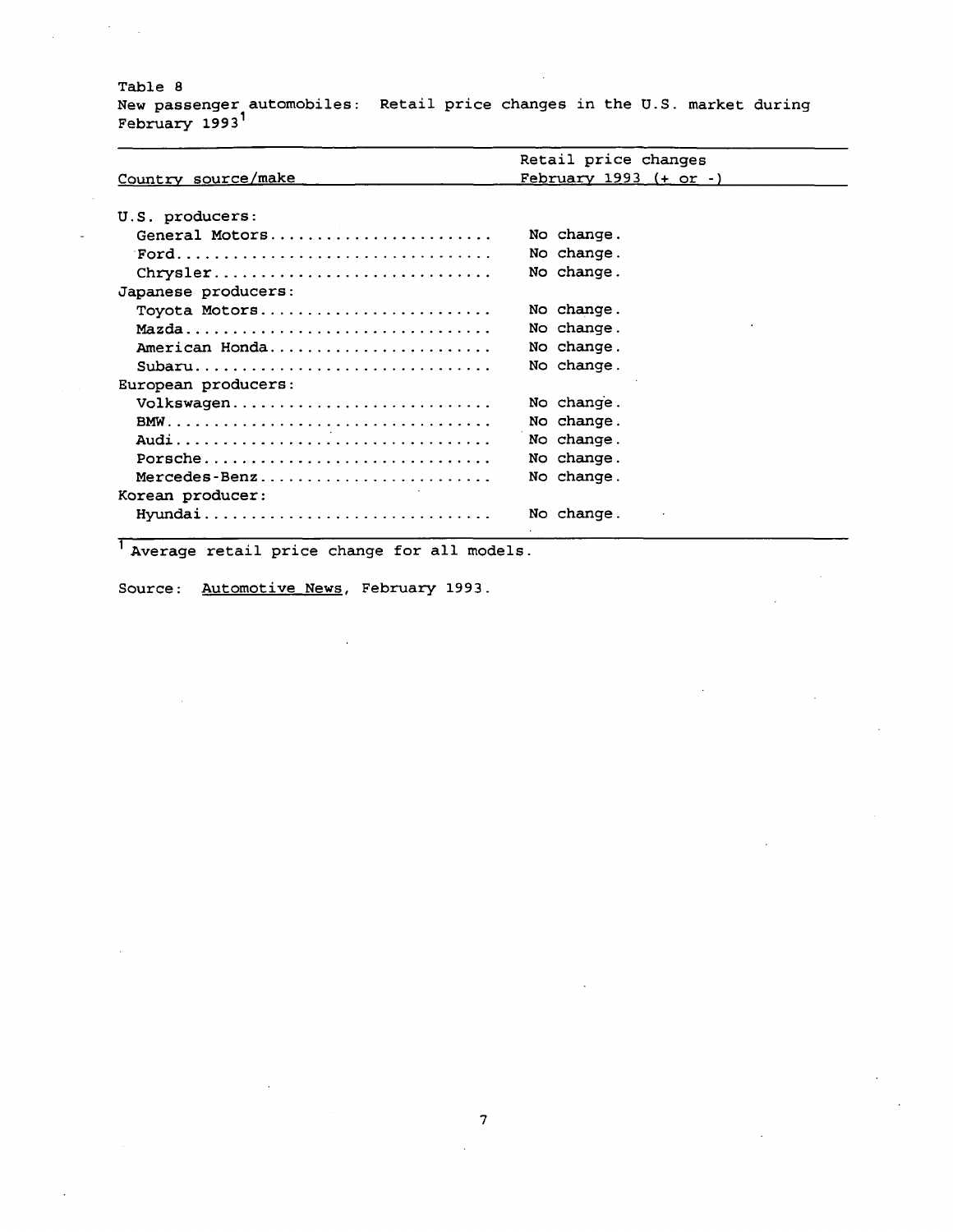Table 8

New passenger automobiles: Retail price changes in the U.S. market during February 1993[1]

| Country source/make | Retail price changes February 1993 (+ or -) |
|---|---|
| U.S. producers: | |
| General Motors | No change. |
| Ford | No change. |
| Chrysler | No change. |
| Japanese producers: | |
| Toyota Motors | No change. |
| Mazda | No change. |
| American Honda | No change. |
| Subaru | No change. |
| European producers: | |
| Volkswagen | No change. |
| BMW | No change. |
| Audi | No change. |
| Porsche | No change. |
| Mercedes-Benz | No change. |
| Korean producer: | |
| Hyundai | No change. |

[1] Average retail price change for all models.

Source: Automotive News, February 1993.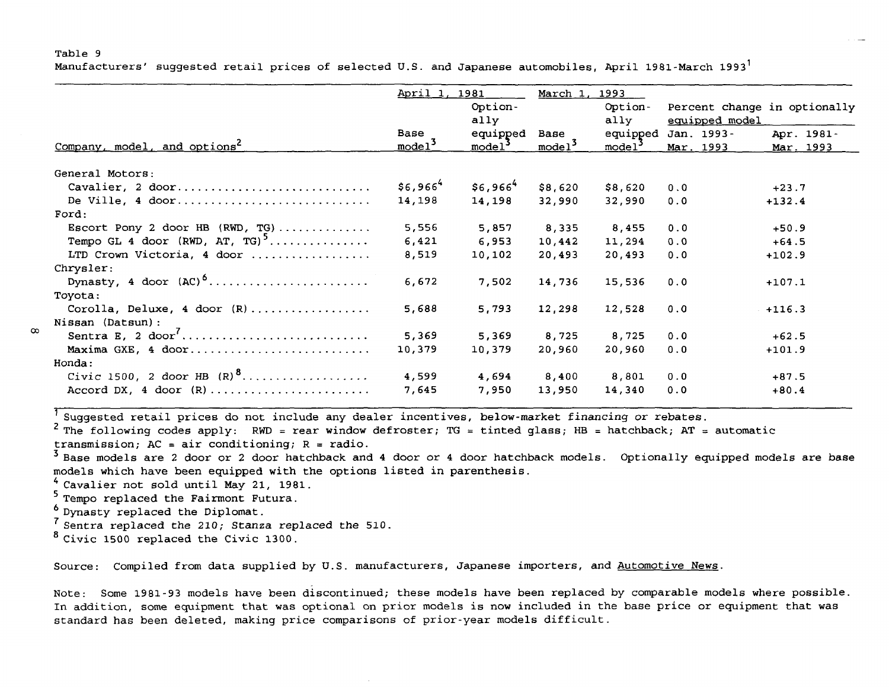Table 9
Manufacturers' suggested retail prices of selected U.S. and Japanese automobiles, April 1981-March 1993[1]

| Company, model, and options[2] | April 1, 1981 | | March 1, 1993 | | Percent change in optionally equipped model | |
|---|---|---|---|---|---|---|
| | Base model[3] | Optionally equipped model[3] | Base model[3] | Optionally equipped model[3] | Jan. 1993-Mar. 1993 | Apr. 1981-Mar. 1993 |
| General Motors: | | | | | | |
| Cavalier, 2 door | $6,966[4] | $6,966[4] | $8,620 | $8,620 | 0.0 | +23.7 |
| De Ville, 4 door | 14,198 | 14,198 | 32,990 | 32,990 | 0.0 | +132.4 |
| Ford: | | | | | | |
| Escort Pony 2 door HB (RWD, TG) | 5,556 | 5,857 | 8,335 | 8,455 | 0.0 | +50.9 |
| Tempo GL 4 door (RWD, AT, TG)[5] | 6,421 | 6,953 | 10,442 | 11,294 | 0.0 | +64.5 |
| LTD Crown Victoria, 4 door | 8,519 | 10,102 | 20,493 | 20,493 | 0.0 | +102.9 |
| Chrysler: | | | | | | |
| Dynasty, 4 door (AC)[6] | 6,672 | 7,502 | 14,736 | 15,536 | 0.0 | +107.1 |
| Toyota: | | | | | | |
| Corolla, Deluxe, 4 door (R) | 5,688 | 5,793 | 12,298 | 12,528 | 0.0 | +116.3 |
| Nissan (Datsun): | | | | | | |
| Sentra E, 2 door[7] | 5,369 | 5,369 | 8,725 | 8,725 | 0.0 | +62.5 |
| Maxima GXE, 4 door | 10,379 | 10,379 | 20,960 | 20,960 | 0.0 | +101.9 |
| Honda: | | | | | | |
| Civic 1500, 2 door HB (R)[8] | 4,599 | 4,694 | 8,400 | 8,801 | 0.0 | +87.5 |
| Accord DX, 4 door (R) | 7,645 | 7,950 | 13,950 | 14,340 | 0.0 | +80.4 |

[1] Suggested retail prices do not include any dealer incentives, below-market financing or rebates.
[2] The following codes apply: RWD = rear window defroster; TG = tinted glass; HB = hatchback; AT = automatic transmission; AC = air conditioning; R = radio.
[3] Base models are 2 door or 2 door hatchback and 4 door or 4 door hatchback models. Optionally equipped models are base models which have been equipped with the options listed in parenthesis.
[4] Cavalier not sold until May 21, 1981.
[5] Tempo replaced the Fairmont Futura.
[6] Dynasty replaced the Diplomat.
[7] Sentra replaced the 210; Stanza replaced the 510.
[8] Civic 1500 replaced the Civic 1300.

Source: Compiled from data supplied by U.S. manufacturers, Japanese importers, and Automotive News.

Note: Some 1981-93 models have been discontinued; these models have been replaced by comparable models where possible. In addition, some equipment that was optional on prior models is now included in the base price or equipment that was standard has been deleted, making price comparisons of prior-year models difficult.